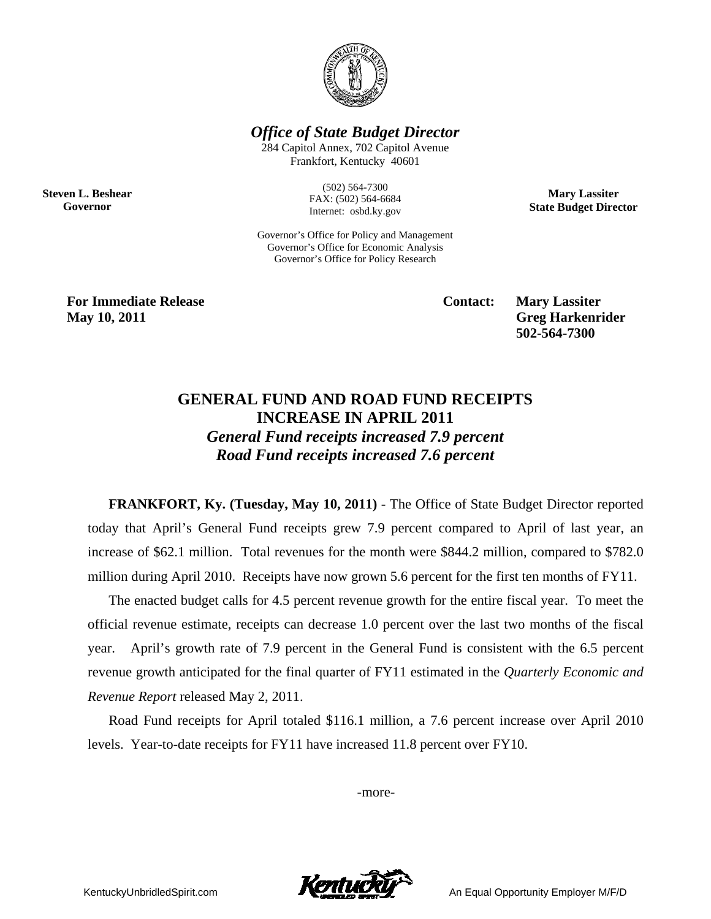# Office of State Budget Director

284 Capitol Annex, 702 Capitol Avenue
Frankfort, Kentucky 40601

(502) 564-7300
FAX: (502) 564-6684
Internet: osbd.ky.gov

**Steven L. Beshear**
**Governor**

**Mary Lassiter**
**State Budget Director**

Governor's Office for Policy and Management
Governor's Office for Economic Analysis
Governor's Office for Policy Research

**For Immediate Release**
**May 10, 2011**

**Contact: Mary Lassiter**
**Greg Harkenrider**
**502-564-7300**

## GENERAL FUND AND ROAD FUND RECEIPTS INCREASE IN APRIL 2011

***General Fund receipts increased 7.9 percent***
***Road Fund receipts increased 7.6 percent***

**FRANKFORT, Ky. (Tuesday, May 10, 2011)** - The Office of State Budget Director reported today that April's General Fund receipts grew 7.9 percent compared to April of last year, an increase of $62.1 million. Total revenues for the month were $844.2 million, compared to $782.0 million during April 2010. Receipts have now grown 5.6 percent for the first ten months of FY11.

The enacted budget calls for 4.5 percent revenue growth for the entire fiscal year. To meet the official revenue estimate, receipts can decrease 1.0 percent over the last two months of the fiscal year. April's growth rate of 7.9 percent in the General Fund is consistent with the 6.5 percent revenue growth anticipated for the final quarter of FY11 estimated in the *Quarterly Economic and Revenue Report* released May 2, 2011.

Road Fund receipts for April totaled $116.1 million, a 7.6 percent increase over April 2010 levels. Year-to-date receipts for FY11 have increased 11.8 percent over FY10.

-more-

KentuckyUnbridledSpirit.com

An Equal Opportunity Employer M/F/D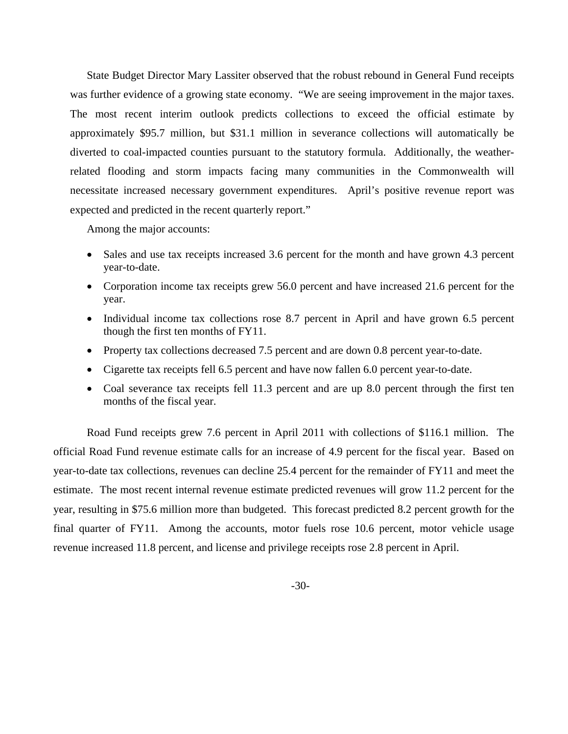State Budget Director Mary Lassiter observed that the robust rebound in General Fund receipts was further evidence of a growing state economy. "We are seeing improvement in the major taxes. The most recent interim outlook predicts collections to exceed the official estimate by approximately $95.7 million, but $31.1 million in severance collections will automatically be diverted to coal-impacted counties pursuant to the statutory formula. Additionally, the weather-related flooding and storm impacts facing many communities in the Commonwealth will necessitate increased necessary government expenditures. April's positive revenue report was expected and predicted in the recent quarterly report."

Among the major accounts:

- Sales and use tax receipts increased 3.6 percent for the month and have grown 4.3 percent year-to-date.
- Corporation income tax receipts grew 56.0 percent and have increased 21.6 percent for the year.
- Individual income tax collections rose 8.7 percent in April and have grown 6.5 percent though the first ten months of FY11.
- Property tax collections decreased 7.5 percent and are down 0.8 percent year-to-date.
- Cigarette tax receipts fell 6.5 percent and have now fallen 6.0 percent year-to-date.
- Coal severance tax receipts fell 11.3 percent and are up 8.0 percent through the first ten months of the fiscal year.

Road Fund receipts grew 7.6 percent in April 2011 with collections of $116.1 million. The official Road Fund revenue estimate calls for an increase of 4.9 percent for the fiscal year. Based on year-to-date tax collections, revenues can decline 25.4 percent for the remainder of FY11 and meet the estimate. The most recent internal revenue estimate predicted revenues will grow 11.2 percent for the year, resulting in $75.6 million more than budgeted. This forecast predicted 8.2 percent growth for the final quarter of FY11. Among the accounts, motor fuels rose 10.6 percent, motor vehicle usage revenue increased 11.8 percent, and license and privilege receipts rose 2.8 percent in April.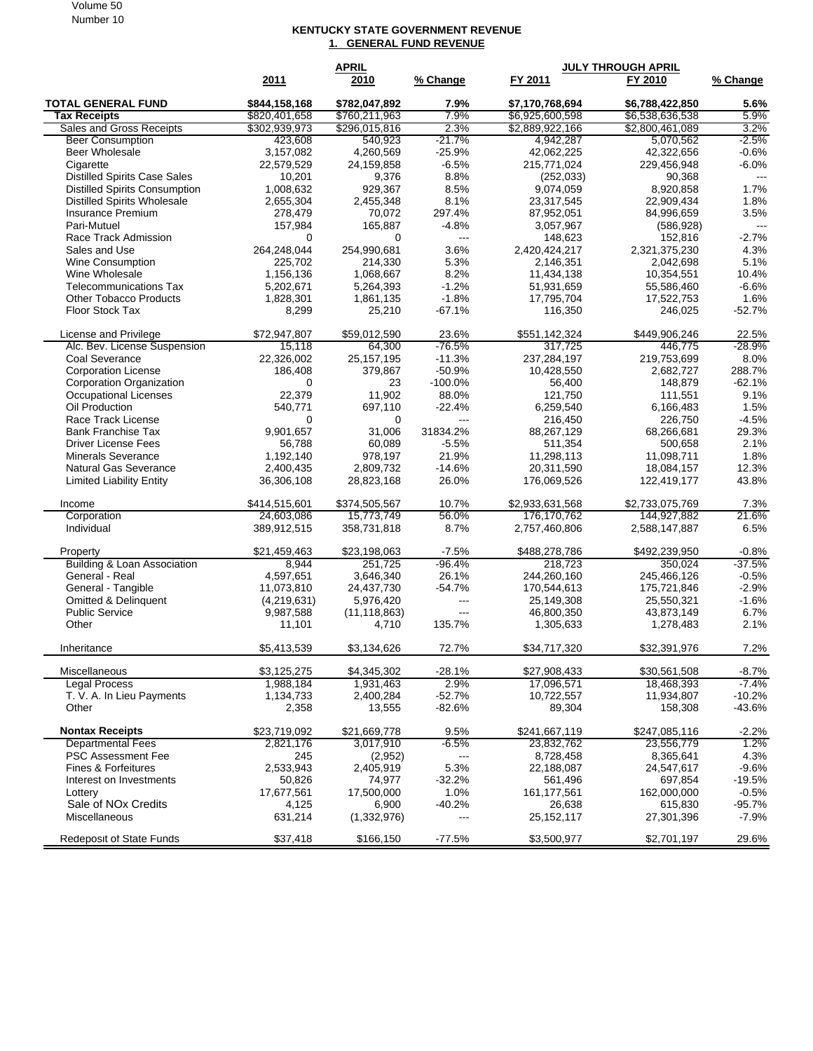## KENTUCKY STATE GOVERNMENT REVENUE

### 1. GENERAL FUND REVENUE

| | APRIL | | | JULY THROUGH APRIL | | |
|---|---|---|---|---|---|---|
| | 2011 | 2010 | % Change | FY 2011 | FY 2010 | % Change |
| **TOTAL GENERAL FUND** | **$844,158,168** | **$782,047,892** | **7.9%** | **$7,170,768,694** | **$6,788,422,850** | **5.6%** |
| **Tax Receipts** | $820,401,658 | $760,211,963 | 7.9% | $6,925,600,598 | $6,538,636,538 | 5.9% |
| Sales and Gross Receipts | $302,939,973 | $296,015,816 | 2.3% | $2,889,922,166 | $2,800,461,089 | 3.2% |
| Beer Consumption | 423,608 | 540,923 | -21.7% | 4,942,287 | 5,070,562 | -2.5% |
| Beer Wholesale | 3,157,082 | 4,260,569 | -25.9% | 42,062,225 | 42,322,656 | -0.6% |
| Cigarette | 22,579,529 | 24,159,858 | -6.5% | 215,771,024 | 229,456,948 | -6.0% |
| Distilled Spirits Case Sales | 10,201 | 9,376 | 8.8% | (252,033) | 90,368 | --- |
| Distilled Spirits Consumption | 1,008,632 | 929,367 | 8.5% | 9,074,059 | 8,920,858 | 1.7% |
| Distilled Spirits Wholesale | 2,655,304 | 2,455,348 | 8.1% | 23,317,545 | 22,909,434 | 1.8% |
| Insurance Premium | 278,479 | 70,072 | 297.4% | 87,952,051 | 84,996,659 | 3.5% |
| Pari-Mutuel | 157,984 | 165,887 | -4.8% | 3,057,967 | (586,928) | --- |
| Race Track Admission | 0 | 0 | --- | 148,623 | 152,816 | -2.7% |
| Sales and Use | 264,248,044 | 254,990,681 | 3.6% | 2,420,424,217 | 2,321,375,230 | 4.3% |
| Wine Consumption | 225,702 | 214,330 | 5.3% | 2,146,351 | 2,042,698 | 5.1% |
| Wine Wholesale | 1,156,136 | 1,068,667 | 8.2% | 11,434,138 | 10,354,551 | 10.4% |
| Telecommunications Tax | 5,202,671 | 5,264,393 | -1.2% | 51,931,659 | 55,586,460 | -6.6% |
| Other Tobacco Products | 1,828,301 | 1,861,135 | -1.8% | 17,795,704 | 17,522,753 | 1.6% |
| Floor Stock Tax | 8,299 | 25,210 | -67.1% | 116,350 | 246,025 | -52.7% |
| | | | | | | |
| License and Privilege | $72,947,807 | $59,012,590 | 23.6% | $551,142,324 | $449,906,246 | 22.5% |
| Alc. Bev. License Suspension | 15,118 | 64,300 | -76.5% | 317,725 | 446,775 | -28.9% |
| Coal Severance | 22,326,002 | 25,157,195 | -11.3% | 237,284,197 | 219,753,699 | 8.0% |
| Corporation License | 186,408 | 379,867 | -50.9% | 10,428,550 | 2,682,727 | 288.7% |
| Corporation Organization | 0 | 23 | -100.0% | 56,400 | 148,879 | -62.1% |
| Occupational Licenses | 22,379 | 11,902 | 88.0% | 121,750 | 111,551 | 9.1% |
| Oil Production | 540,771 | 697,110 | -22.4% | 6,259,540 | 6,166,483 | 1.5% |
| Race Track License | 0 | 0 | --- | 216,450 | 226,750 | -4.5% |
| Bank Franchise Tax | 9,901,657 | 31,006 | 31834.2% | 88,267,129 | 68,266,681 | 29.3% |
| Driver License Fees | 56,788 | 60,089 | -5.5% | 511,354 | 500,658 | 2.1% |
| Minerals Severance | 1,192,140 | 978,197 | 21.9% | 11,298,113 | 11,098,711 | 1.8% |
| Natural Gas Severance | 2,400,435 | 2,809,732 | -14.6% | 20,311,590 | 18,084,157 | 12.3% |
| Limited Liability Entity | 36,306,108 | 28,823,168 | 26.0% | 176,069,526 | 122,419,177 | 43.8% |
| | | | | | | |
| Income | $414,515,601 | $374,505,567 | 10.7% | $2,933,631,568 | $2,733,075,769 | 7.3% |
| Corporation | 24,603,086 | 15,773,749 | 56.0% | 176,170,762 | 144,927,882 | 21.6% |
| Individual | 389,912,515 | 358,731,818 | 8.7% | 2,757,460,806 | 2,588,147,887 | 6.5% |
| | | | | | | |
| Property | $21,459,463 | $23,198,063 | -7.5% | $488,278,786 | $492,239,950 | -0.8% |
| Building & Loan Association | 8,944 | 251,725 | -96.4% | 218,723 | 350,024 | -37.5% |
| General - Real | 4,597,651 | 3,646,340 | 26.1% | 244,260,160 | 245,466,126 | -0.5% |
| General - Tangible | 11,073,810 | 24,437,730 | -54.7% | 170,544,613 | 175,721,846 | -2.9% |
| Omitted & Delinquent | (4,219,631) | 5,976,420 | --- | 25,149,308 | 25,550,321 | -1.6% |
| Public Service | 9,987,588 | (11,118,863) | --- | 46,800,350 | 43,873,149 | 6.7% |
| Other | 11,101 | 4,710 | 135.7% | 1,305,633 | 1,278,483 | 2.1% |
| | | | | | | |
| Inheritance | $5,413,539 | $3,134,626 | 72.7% | $34,717,320 | $32,391,976 | 7.2% |
| | | | | | | |
| Miscellaneous | $3,125,275 | $4,345,302 | -28.1% | $27,908,433 | $30,561,508 | -8.7% |
| Legal Process | 1,988,184 | 1,931,463 | 2.9% | 17,096,571 | 18,468,393 | -7.4% |
| T. V. A. In Lieu Payments | 1,134,733 | 2,400,284 | -52.7% | 10,722,557 | 11,934,807 | -10.2% |
| Other | 2,358 | 13,555 | -82.6% | 89,304 | 158,308 | -43.6% |
| | | | | | | |
| **Nontax Receipts** | $23,719,092 | $21,669,778 | 9.5% | $241,667,119 | $247,085,116 | -2.2% |
| Departmental Fees | 2,821,176 | 3,017,910 | -6.5% | 23,832,762 | 23,556,779 | 1.2% |
| PSC Assessment Fee | 245 | (2,952) | --- | 8,728,458 | 8,365,641 | 4.3% |
| Fines & Forfeitures | 2,533,943 | 2,405,919 | 5.3% | 22,188,087 | 24,547,617 | -9.6% |
| Interest on Investments | 50,826 | 74,977 | -32.2% | 561,496 | 697,854 | -19.5% |
| Lottery | 17,677,561 | 17,500,000 | 1.0% | 161,177,561 | 162,000,000 | -0.5% |
| Sale of NOx Credits | 4,125 | 6,900 | -40.2% | 26,638 | 615,830 | -95.7% |
| Miscellaneous | 631,214 | (1,332,976) | --- | 25,152,117 | 27,301,396 | -7.9% |
| | | | | | | |
| Redeposit of State Funds | $37,418 | $166,150 | -77.5% | $3,500,977 | $2,701,197 | 29.6% |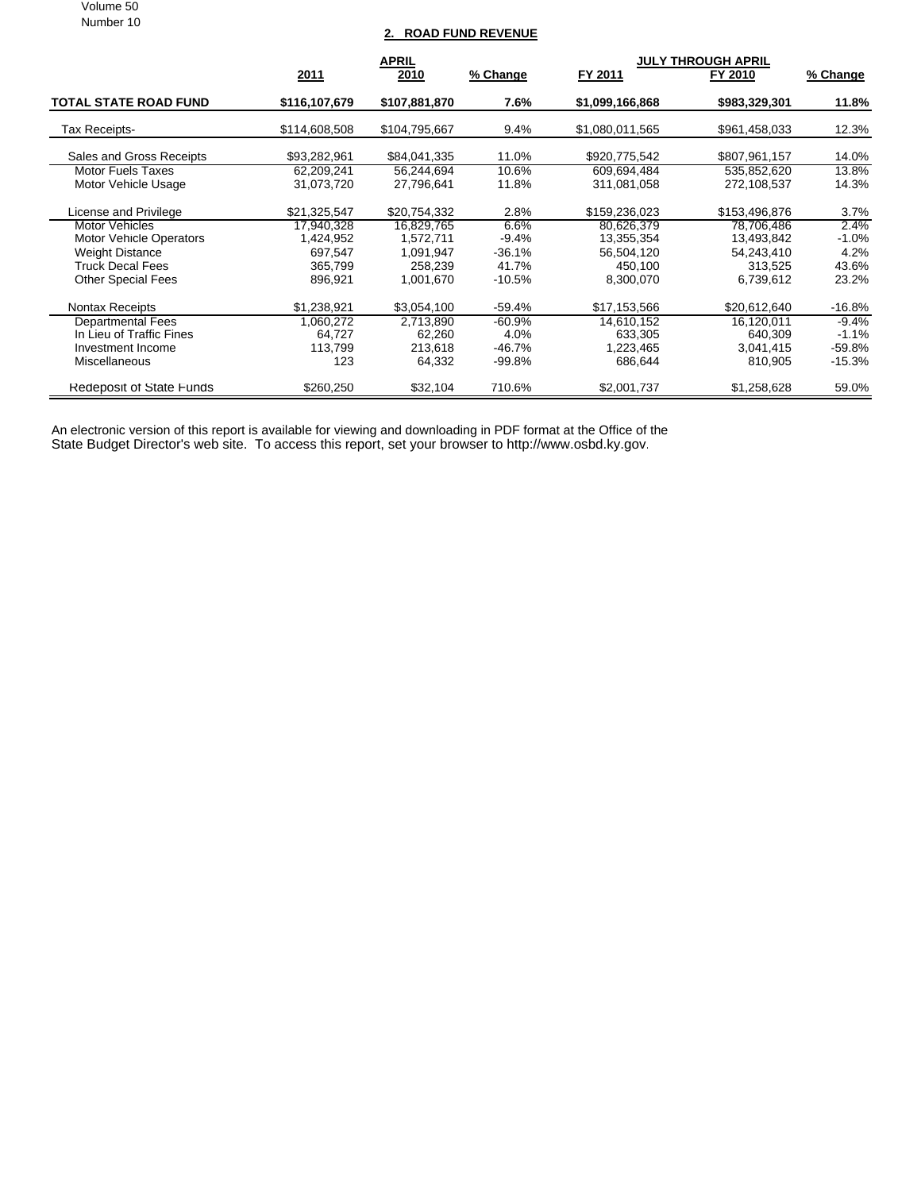## 2. ROAD FUND REVENUE

| | APRIL 2011 | APRIL 2010 | % Change | JULY THROUGH APRIL FY 2011 | JULY THROUGH APRIL FY 2010 | % Change |
|---|---|---|---|---|---|---|
| **TOTAL STATE ROAD FUND** | **$116,107,679** | **$107,881,870** | **7.6%** | **$1,099,166,868** | **$983,329,301** | **11.8%** |
| Tax Receipts- | $114,608,508 | $104,795,667 | 9.4% | $1,080,011,565 | $961,458,033 | 12.3% |
| Sales and Gross Receipts | $93,282,961 | $84,041,335 | 11.0% | $920,775,542 | $807,961,157 | 14.0% |
| Motor Fuels Taxes | 62,209,241 | 56,244,694 | 10.6% | 609,694,484 | 535,852,620 | 13.8% |
| Motor Vehicle Usage | 31,073,720 | 27,796,641 | 11.8% | 311,081,058 | 272,108,537 | 14.3% |
| License and Privilege | $21,325,547 | $20,754,332 | 2.8% | $159,236,023 | $153,496,876 | 3.7% |
| Motor Vehicles | 17,940,328 | 16,829,765 | 6.6% | 80,626,379 | 78,706,486 | 2.4% |
| Motor Vehicle Operators | 1,424,952 | 1,572,711 | -9.4% | 13,355,354 | 13,493,842 | -1.0% |
| Weight Distance | 697,547 | 1,091,947 | -36.1% | 56,504,120 | 54,243,410 | 4.2% |
| Truck Decal Fees | 365,799 | 258,239 | 41.7% | 450,100 | 313,525 | 43.6% |
| Other Special Fees | 896,921 | 1,001,670 | -10.5% | 8,300,070 | 6,739,612 | 23.2% |
| Nontax Receipts | $1,238,921 | $3,054,100 | -59.4% | $17,153,566 | $20,612,640 | -16.8% |
| Departmental Fees | 1,060,272 | 2,713,890 | -60.9% | 14,610,152 | 16,120,011 | -9.4% |
| In Lieu of Traffic Fines | 64,727 | 62,260 | 4.0% | 633,305 | 640,309 | -1.1% |
| Investment Income | 113,799 | 213,618 | -46.7% | 1,223,465 | 3,041,415 | -59.8% |
| Miscellaneous | 123 | 64,332 | -99.8% | 686,644 | 810,905 | -15.3% |
| Redeposit of State Funds | $260,250 | $32,104 | 710.6% | $2,001,737 | $1,258,628 | 59.0% |

An electronic version of this report is available for viewing and downloading in PDF format at the Office of the State Budget Director's web site. To access this report, set your browser to http://www.osbd.ky.gov.